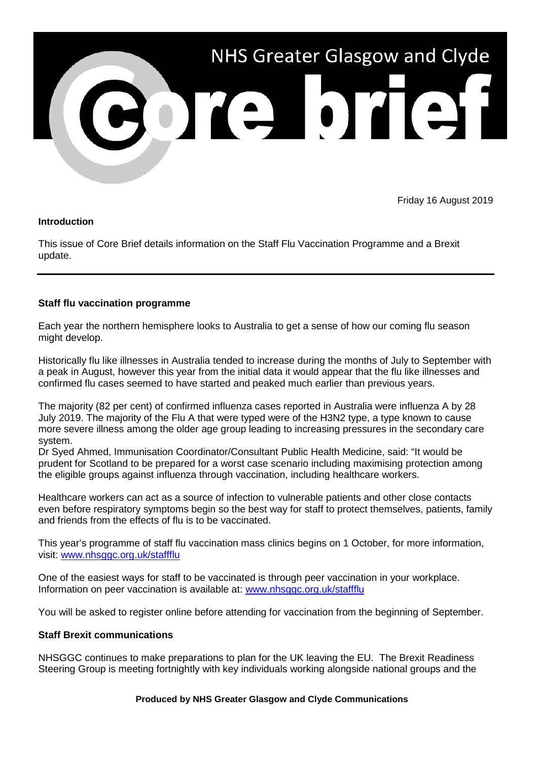# NHS Greater Glasgow and Clyde Core brief

Friday 16 August 2019

**Introduction**

This issue of Core Brief details information on the Staff Flu Vaccination Programme and a Brexit update.

---

**Staff flu vaccination programme**

Each year the northern hemisphere looks to Australia to get a sense of how our coming flu season might develop.

Historically flu like illnesses in Australia tended to increase during the months of July to September with a peak in August, however this year from the initial data it would appear that the flu like illnesses and confirmed flu cases seemed to have started and peaked much earlier than previous years.

The majority (82 per cent) of confirmed influenza cases reported in Australia were influenza A by 28 July 2019. The majority of the Flu A that were typed were of the H3N2 type, a type known to cause more severe illness among the older age group leading to increasing pressures in the secondary care system.

Dr Syed Ahmed, Immunisation Coordinator/Consultant Public Health Medicine, said: "It would be prudent for Scotland to be prepared for a worst case scenario including maximising protection among the eligible groups against influenza through vaccination, including healthcare workers.

Healthcare workers can act as a source of infection to vulnerable patients and other close contacts even before respiratory symptoms begin so the best way for staff to protect themselves, patients, family and friends from the effects of flu is to be vaccinated.

This year's programme of staff flu vaccination mass clinics begins on 1 October, for more information, visit: [www.nhsggc.org.uk/staffflu](www.nhsggc.org.uk/staffflu)

One of the easiest ways for staff to be vaccinated is through peer vaccination in your workplace. Information on peer vaccination is available at: [www.nhsggc.org.uk/staffflu](www.nhsggc.org.uk/staffflu)

You will be asked to register online before attending for vaccination from the beginning of September.

**Staff Brexit communications**

NHSGGC continues to make preparations to plan for the UK leaving the EU. The Brexit Readiness Steering Group is meeting fortnightly with key individuals working alongside national groups and the

**Produced by NHS Greater Glasgow and Clyde Communications**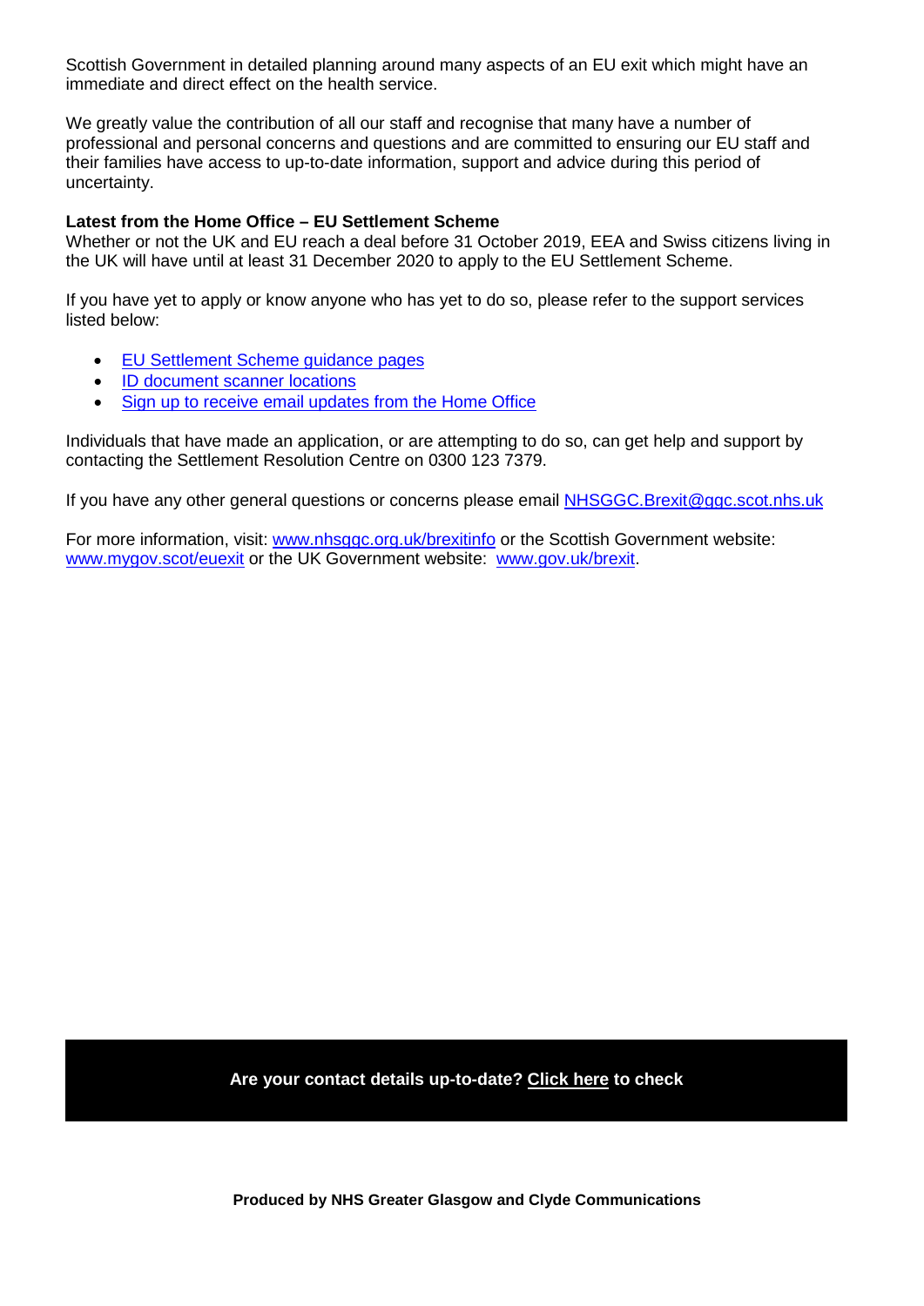Scottish Government in detailed planning around many aspects of an EU exit which might have an immediate and direct effect on the health service.

We greatly value the contribution of all our staff and recognise that many have a number of professional and personal concerns and questions and are committed to ensuring our EU staff and their families have access to up-to-date information, support and advice during this period of uncertainty.

**Latest from the Home Office – EU Settlement Scheme**
Whether or not the UK and EU reach a deal before 31 October 2019, EEA and Swiss citizens living in the UK will have until at least 31 December 2020 to apply to the EU Settlement Scheme.

If you have yet to apply or know anyone who has yet to do so, please refer to the support services listed below:

- EU Settlement Scheme guidance pages
- ID document scanner locations
- Sign up to receive email updates from the Home Office

Individuals that have made an application, or are attempting to do so, can get help and support by contacting the Settlement Resolution Centre on 0300 123 7379.

If you have any other general questions or concerns please email NHSGGC.Brexit@ggc.scot.nhs.uk

For more information, visit: www.nhsggc.org.uk/brexitinfo or the Scottish Government website: www.mygov.scot/euexit or the UK Government website: www.gov.uk/brexit.

**Are your contact details up-to-date? Click here to check**

**Produced by NHS Greater Glasgow and Clyde Communications**